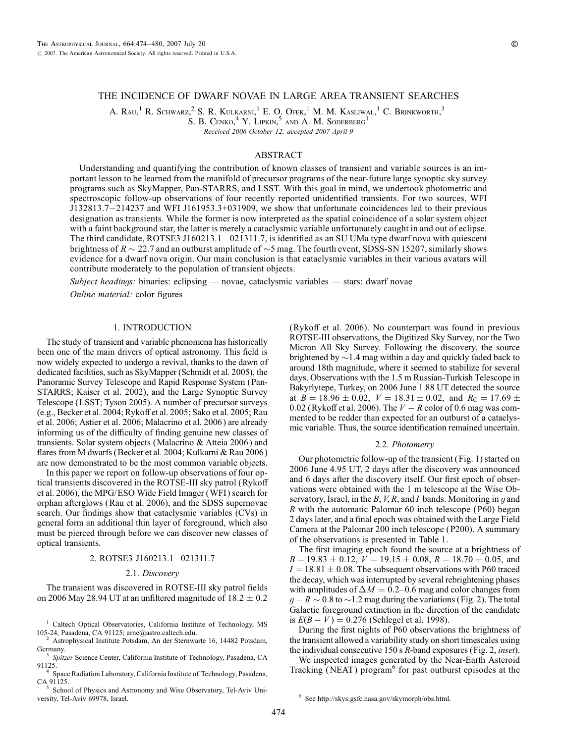# THE INCIDENCE OF DWARF NOVAE IN LARGE AREA TRANSIENT SEARCHES

A. Rau,[1] R. Schwarz,[2] S. R. Kulkarni,[1] E. O. Ofek,[1] M. M. Kasliwal,[1] C. Brinkworth,[3] S. B. Cenko,[4] Y. Lipkin,[5] and A. M. Soderberg[1]

*Received 2006 October 12; accepted 2007 April 9*

## ABSTRACT

Understanding and quantifying the contribution of known classes of transient and variable sources is an important lesson to be learned from the manifold of precursor programs of the near-future large synoptic sky survey programs such as SkyMapper, Pan-STARRS, and LSST. With this goal in mind, we undertook photometric and spectroscopic follow-up observations of four recently reported unidentified transients. For two sources, WFI J132813.7−214237 and WFI J161953.3+031909, we show that unfortunate coincidences led to their previous designation as transients. While the former is now interpreted as the spatial coincidence of a solar system object with a faint background star, the latter is merely a cataclysmic variable unfortunately caught in and out of eclipse. The third candidate, ROTSE3 J160213.1−021311.7, is identified as an SU UMa type dwarf nova with quiescent brightness of $R \sim 22.7$ and an outburst amplitude of $\sim$5 mag. The fourth event, SDSS-SN 15207, similarly shows evidence for a dwarf nova origin. Our main conclusion is that cataclysmic variables in their various avatars will contribute moderately to the population of transient objects.

*Subject headings:* binaries: eclipsing — novae, cataclysmic variables — stars: dwarf novae

*Online material:* color figures

## 1. INTRODUCTION

The study of transient and variable phenomena has historically been one of the main drivers of optical astronomy. This field is now widely expected to undergo a revival, thanks to the dawn of dedicated facilities, such as SkyMapper (Schmidt et al. 2005), the Panoramic Survey Telescope and Rapid Response System (Pan-STARRS; Kaiser et al. 2002), and the Large Synoptic Survey Telescope (LSST; Tyson 2005). A number of precursor surveys (e.g., Becker et al. 2004; Rykoff et al. 2005; Sako et al. 2005; Rau et al. 2006; Astier et al. 2006; Malacrino et al. 2006) are already informing us of the difficulty of finding genuine new classes of transients. Solar system objects (Malacrino & Atteia 2006) and flares from M dwarfs (Becker et al. 2004; Kulkarni & Rau 2006) are now demonstrated to be the most common variable objects.

In this paper we report on follow-up observations of four optical transients discovered in the ROTSE-III sky patrol (Rykoff et al. 2006), the MPG/ESO Wide Field Imager (WFI) search for orphan afterglows (Rau et al. 2006), and the SDSS supernovae search. Our findings show that cataclysmic variables (CVs) in general form an additional thin layer of foreground, which also must be pierced through before we can discover new classes of optical transients.

## 2. ROTSE3 J160213.1−021311.7

### 2.1. *Discovery*

The transient was discovered in ROTSE-III sky patrol fields on 2006 May 28.94 UT at an unfiltered magnitude of $18.2 \pm 0.2$ (Rykoff et al. 2006). No counterpart was found in previous ROTSE-III observations, the Digitized Sky Survey, nor the Two Micron All Sky Survey. Following the discovery, the source brightened by $\sim$1.4 mag within a day and quickly faded back to around 18th magnitude, where it seemed to stabilize for several days. Observations with the 1.5 m Russian-Turkish Telescope in Bakyrlytepe, Turkey, on 2006 June 1.88 UT detected the source at $B = 18.96 \pm 0.02$, $V = 18.31 \pm 0.02$, and $R_{\rm C} = 17.69 \pm 0.02$ (Rykoff et al. 2006). The $V - R$ color of 0.6 mag was commented to be redder than expected for an outburst of a cataclysmic variable. Thus, the source identification remained uncertain.

### 2.2. *Photometry*

Our photometric follow-up of the transient (Fig. 1) started on 2006 June 4.95 UT, 2 days after the discovery was announced and 6 days after the discovery itself. Our first epoch of observations were obtained with the 1 m telescope at the Wise Observatory, Israel, in the *B*, *V*, *R*, and *I* bands. Monitoring in *g* and *R* with the automatic Palomar 60 inch telescope (P60) began 2 days later, and a final epoch was obtained with the Large Field Camera at the Palomar 200 inch telescope (P200). A summary of the observations is presented in Table 1.

The first imaging epoch found the source at a brightness of $B = 19.83 \pm 0.12$, $V = 19.15 \pm 0.08$, $R = 18.70 \pm 0.05$, and $I = 18.81 \pm 0.08$. The subsequent observations with P60 traced the decay, which was interrupted by several rebrightening phases with amplitudes of $\Delta M = 0.2$–$0.6$ mag and color changes from $g - R \sim 0.8$ to $\sim$1.2 mag during the variations (Fig. 2). The total Galactic foreground extinction in the direction of the candidate is $E(B - V) = 0.276$ (Schlegel et al. 1998).

During the first nights of P60 observations the brightness of the transient allowed a variability study on short timescales using the individual consecutive 150 s *R*-band exposures (Fig. 2, *inset*).

We inspected images generated by the Near-Earth Asteroid Tracking (NEAT) program[6] for past outburst episodes at the

---

[1] Caltech Optical Observatories, California Institute of Technology, MS 105-24, Pasadena, CA 91125; arne@astro.caltech.edu.

[2] Astrophysical Institute Potsdam, An der Sternwarte 16, 14482 Potsdam, Germany.

[3] *Spitzer* Science Center, California Institute of Technology, Pasadena, CA 91125.

[4] Space Radiation Laboratory, California Institute of Technology, Pasadena, CA 91125.

[5] School of Physics and Astronomy and Wise Observatory, Tel-Aviv University, Tel-Aviv 69978, Israel.

[6] See http://skys.gsfc.nasa.gov/skymorph/obs.html.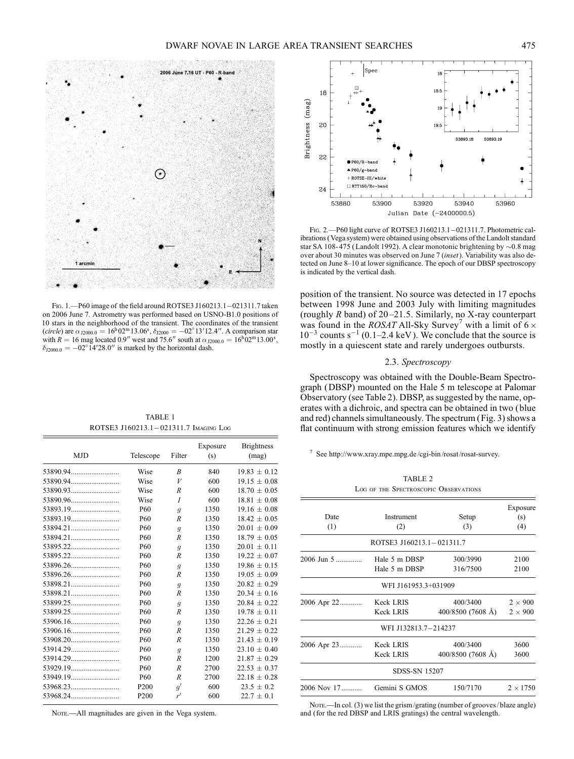FIG. 1.—P60 image of the field around ROTSE3 J160213.1−021311.7 taken on 2006 June 7. Astrometry was performed based on USNO-B1.0 positions of 10 stars in the neighborhood of the transient. The coordinates of the transient (*circle*) are $\alpha_{J2000.0} = 16^h02^m13.06^s$, $\delta_{J2000} = -02°13'12.4''$. A comparison star with $R = 16$ mag located 0.9″ west and 75.6″ south at $\alpha_{J2000.0} = 16^h02^m13.00^s$, $\delta_{J2000.0} = -02°14'28.0''$ is marked by the horizontal dash.

TABLE 1
ROTSE3 J160213.1−021311.7 IMAGING LOG

| MJD | Telescope | Filter | Exposure (s) | Brightness (mag) |
|---|---|---|---|---|
| 53890.94 | Wise | *B* | 840 | 19.83 ± 0.12 |
| 53890.94 | Wise | *V* | 600 | 19.15 ± 0.08 |
| 53890.93 | Wise | *R* | 600 | 18.70 ± 0.05 |
| 53890.96 | Wise | *I* | 600 | 18.81 ± 0.08 |
| 53893.19 | P60 | *g* | 1350 | 19.16 ± 0.08 |
| 53893.19 | P60 | *R* | 1350 | 18.42 ± 0.05 |
| 53894.21 | P60 | *g* | 1350 | 20.01 ± 0.09 |
| 53894.21 | P60 | *R* | 1350 | 18.79 ± 0.05 |
| 53895.22 | P60 | *g* | 1350 | 20.01 ± 0.11 |
| 53895.22 | P60 | *R* | 1350 | 19.22 ± 0.07 |
| 53896.26 | P60 | *g* | 1350 | 19.86 ± 0.15 |
| 53896.26 | P60 | *R* | 1350 | 19.05 ± 0.09 |
| 53898.21 | P60 | *g* | 1350 | 20.82 ± 0.29 |
| 53898.21 | P60 | *R* | 1350 | 20.34 ± 0.16 |
| 53899.25 | P60 | *g* | 1350 | 20.84 ± 0.22 |
| 53899.25 | P60 | *R* | 1350 | 19.78 ± 0.11 |
| 53906.16 | P60 | *g* | 1350 | 22.26 ± 0.21 |
| 53906.16 | P60 | *R* | 1350 | 21.29 ± 0.22 |
| 53908.20 | P60 | *R* | 1350 | 21.43 ± 0.19 |
| 53914.29 | P60 | *g* | 1350 | 23.10 ± 0.40 |
| 53914.29 | P60 | *R* | 1200 | 21.87 ± 0.29 |
| 53929.19 | P60 | *R* | 2700 | 22.53 ± 0.37 |
| 53949.19 | P60 | *R* | 2700 | 22.18 ± 0.28 |
| 53968.23 | P200 | *g′* | 600 | 23.5 ± 0.2 |
| 53968.24 | P200 | *r′* | 600 | 22.7 ± 0.1 |

NOTE.—All magnitudes are given in the Vega system.

FIG. 2.—P60 light curve of ROTSE3 J160213.1−021311.7. Photometric calibrations (Vega system) were obtained using observations of the Landolt standard star SA 108-475 (Landolt 1992). A clear monotonic brightening by ∼0.8 mag over about 30 minutes was observed on June 7 (*inset*). Variability was also detected on June 8–10 at lower significance. The epoch of our DBSP spectroscopy is indicated by the vertical dash.

position of the transient. No source was detected in 17 epochs between 1998 June and 2003 July with limiting magnitudes (roughly *R* band) of 20–21.5. Similarly, no X-ray counterpart was found in the *ROSAT* All-Sky Survey[7] with a limit of $6 \times 10^{-3}$ counts s$^{-1}$ (0.1–2.4 keV). We conclude that the source is mostly in a quiescent state and rarely undergoes outbursts.

### 2.3. *Spectroscopy*

Spectroscopy was obtained with the Double-Beam Spectrograph (DBSP) mounted on the Hale 5 m telescope at Palomar Observatory (see Table 2). DBSP, as suggested by the name, operates with a dichroic, and spectra can be obtained in two (blue and red) channels simultaneously. The spectrum (Fig. 3) shows a flat continuum with strong emission features which we identify

[7] See http://www.xray.mpe.mpg.de/cgi-bin/rosat/rosat-survey.

TABLE 2
LOG OF THE SPECTROSCOPIC OBSERVATIONS

| Date (1) | Instrument (2) | Setup (3) | Exposure (s) (4) |
|---|---|---|---|
| ROTSE3 J160213.1−021311.7 | | | |
| 2006 Jun 5 | Hale 5 m DBSP | 300/3990 | 2100 |
| | Hale 5 m DBSP | 316/7500 | 2100 |
| WFI J161953.3+031909 | | | |
| 2006 Apr 22 | Keck LRIS | 400/3400 | 2 × 900 |
| | Keck LRIS | 400/8500 (7608 Å) | 2 × 900 |
| WFI J132813.7−214237 | | | |
| 2006 Apr 23 | Keck LRIS | 400/3400 | 3600 |
| | Keck LRIS | 400/8500 (7608 Å) | 3600 |
| SDSS-SN 15207 | | | |
| 2006 Nov 17 | Gemini S GMOS | 150/7170 | 2 × 1750 |

NOTE.—In col. (3) we list the grism/grating (number of grooves/blaze angle) and (for the red DBSP and LRIS gratings) the central wavelength.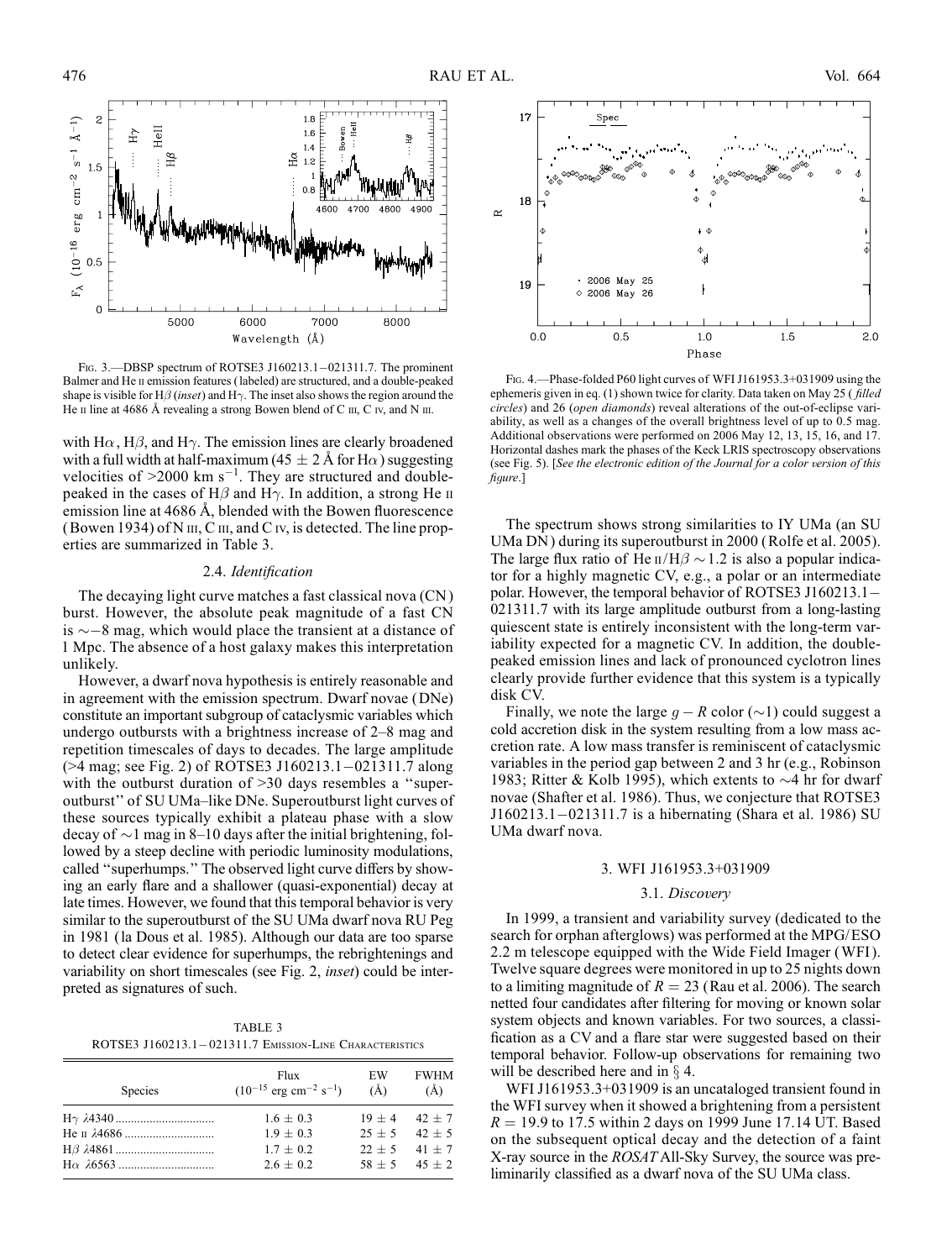Fig. 3.—DBSP spectrum of ROTSE3 J160213.1−021311.7. The prominent Balmer and He II emission features (labeled) are structured, and a double-peaked shape is visible for H$\beta$ (*inset*) and H$\gamma$. The inset also shows the region around the He II line at 4686 Å revealing a strong Bowen blend of C III, C IV, and N III.

with H$\alpha$, H$\beta$, and H$\gamma$. The emission lines are clearly broadened with a full width at half-maximum ($45 \pm 2$ Å for H$\alpha$) suggesting velocities of $>2000$ km s$^{-1}$. They are structured and double-peaked in the cases of H$\beta$ and H$\gamma$. In addition, a strong He II emission line at 4686 Å, blended with the Bowen fluorescence (Bowen 1934) of N III, C III, and C IV, is detected. The line properties are summarized in Table 3.

### 2.4. *Identification*

The decaying light curve matches a fast classical nova (CN) burst. However, the absolute peak magnitude of a fast CN is $\sim -8$ mag, which would place the transient at a distance of 1 Mpc. The absence of a host galaxy makes this interpretation unlikely.

However, a dwarf nova hypothesis is entirely reasonable and in agreement with the emission spectrum. Dwarf novae (DNe) constitute an important subgroup of cataclysmic variables which undergo outbursts with a brightness increase of 2–8 mag and repetition timescales of days to decades. The large amplitude (>4 mag; see Fig. 2) of ROTSE3 J160213.1−021311.7 along with the outburst duration of >30 days resembles a "superoutburst" of SU UMa–like DNe. Superoutburst light curves of these sources typically exhibit a plateau phase with a slow decay of $\sim$1 mag in 8–10 days after the initial brightening, followed by a steep decline with periodic luminosity modulations, called "superhumps." The observed light curve differs by showing an early flare and a shallower (quasi-exponential) decay at late times. However, we found that this temporal behavior is very similar to the superoutburst of the SU UMa dwarf nova RU Peg in 1981 (la Dous et al. 1985). Although our data are too sparse to detect clear evidence for superhumps, the rebrightenings and variability on short timescales (see Fig. 2, *inset*) could be interpreted as signatures of such.

TABLE 3
ROTSE3 J160213.1−021311.7 Emission-Line Characteristics

| Species | Flux ($10^{-15}$ erg cm$^{-2}$ s$^{-1}$) | EW (Å) | FWHM (Å) |
|---|---|---|---|
| H$\gamma$ $\lambda$4340 | $1.6 \pm 0.3$ | $19 \pm 4$ | $42 \pm 7$ |
| He II $\lambda$4686 | $1.9 \pm 0.3$ | $25 \pm 5$ | $42 \pm 5$ |
| H$\beta$ $\lambda$4861 | $1.7 \pm 0.2$ | $22 \pm 5$ | $41 \pm 7$ |
| H$\alpha$ $\lambda$6563 | $2.6 \pm 0.2$ | $58 \pm 5$ | $45 \pm 2$ |

Fig. 4.—Phase-folded P60 light curves of WFI J161953.3+031909 using the ephemeris given in eq. (1) shown twice for clarity. Data taken on May 25 (*filled circles*) and 26 (*open diamonds*) reveal alterations of the out-of-eclipse variability, as well as a changes of the overall brightness level of up to 0.5 mag. Additional observations were performed on 2006 May 12, 13, 15, 16, and 17. Horizontal dashes mark the phases of the Keck LRIS spectroscopy observations (see Fig. 5). [*See the electronic edition of the Journal for a color version of this figure*.]

The spectrum shows strong similarities to IY UMa (an SU UMa DN) during its superoutburst in 2000 (Rolfe et al. 2005). The large flux ratio of He II/H$\beta$ $\sim$1.2 is also a popular indicator for a highly magnetic CV, e.g., a polar or an intermediate polar. However, the temporal behavior of ROTSE3 J160213.1−021311.7 with its large amplitude outburst from a long-lasting quiescent state is entirely inconsistent with the long-term variability expected for a magnetic CV. In addition, the double-peaked emission lines and lack of pronounced cyclotron lines clearly provide further evidence that this system is a typically disk CV.

Finally, we note the large $g - R$ color ($\sim$1) could suggest a cold accretion disk in the system resulting from a low mass accretion rate. A low mass transfer is reminiscent of cataclysmic variables in the period gap between 2 and 3 hr (e.g., Robinson 1983; Ritter & Kolb 1995), which extents to $\sim$4 hr for dwarf novae (Shafter et al. 1986). Thus, we conjecture that ROTSE3 J160213.1−021311.7 is a hibernating (Shara et al. 1986) SU UMa dwarf nova.

## 3. WFI J161953.3+031909

### 3.1. *Discovery*

In 1999, a transient and variability survey (dedicated to the search for orphan afterglows) was performed at the MPG/ESO 2.2 m telescope equipped with the Wide Field Imager (WFI). Twelve square degrees were monitored in up to 25 nights down to a limiting magnitude of $R = 23$ (Rau et al. 2006). The search netted four candidates after filtering for moving or known solar system objects and known variables. For two sources, a classification as a CV and a flare star were suggested based on their temporal behavior. Follow-up observations for remaining two will be described here and in § 4.

WFI J161953.3+031909 is an uncataloged transient found in the WFI survey when it showed a brightening from a persistent $R = 19.9$ to 17.5 within 2 days on 1999 June 17.14 UT. Based on the subsequent optical decay and the detection of a faint X-ray source in the *ROSAT* All-Sky Survey, the source was preliminarily classified as a dwarf nova of the SU UMa class.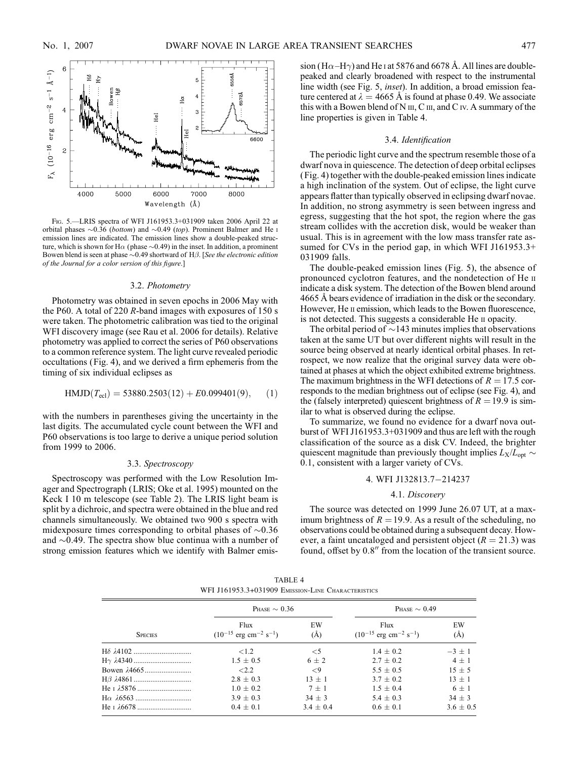FIG. 5.—LRIS spectra of WFI J161953.3+031909 taken 2006 April 22 at orbital phases ~0.36 (*bottom*) and ~0.49 (*top*). Prominent Balmer and He I emission lines are indicated. The emission lines show a double-peaked structure, which is shown for Hα (phase ~0.49) in the inset. In addition, a prominent Bowen blend is seen at phase ~0.49 shortward of Hβ. [*See the electronic edition of the Journal for a color version of this figure.*]

### 3.2. *Photometry*

Photometry was obtained in seven epochs in 2006 May with the P60. A total of 220 *R*-band images with exposures of 150 s were taken. The photometric calibration was tied to the original WFI discovery image (see Rau et al. 2006 for details). Relative photometry was applied to correct the series of P60 observations to a common reference system. The light curve revealed periodic occultations (Fig. 4), and we derived a firm ephemeris from the timing of six individual eclipses as

$$\mathrm{HMJD}(T_{\mathrm{ecl}}) = 53880.2503(12) + E0.099401(9), \quad (1)$$

with the numbers in parentheses giving the uncertainty in the last digits. The accumulated cycle count between the WFI and P60 observations is too large to derive a unique period solution from 1999 to 2006.

### 3.3. *Spectroscopy*

Spectroscopy was performed with the Low Resolution Imager and Spectrograph (LRIS; Oke et al. 1995) mounted on the Keck I 10 m telescope (see Table 2). The LRIS light beam is split by a dichroic, and spectra were obtained in the blue and red channels simultaneously. We obtained two 900 s spectra with midexposure times corresponding to orbital phases of ~0.36 and ~0.49. The spectra show blue continua with a number of strong emission features which we identify with Balmer emission (Hα–Hγ) and He I at 5876 and 6678 Å. All lines are double-peaked and clearly broadened with respect to the instrumental line width (see Fig. 5, *inset*). In addition, a broad emission feature centered at $\lambda = 4665$ Å is found at phase 0.49. We associate this with a Bowen blend of N III, C III, and C IV. A summary of the line properties is given in Table 4.

### 3.4. *Identification*

The periodic light curve and the spectrum resemble those of a dwarf nova in quiescence. The detection of deep orbital eclipses (Fig. 4) together with the double-peaked emission lines indicate a high inclination of the system. Out of eclipse, the light curve appears flatter than typically observed in eclipsing dwarf novae. In addition, no strong asymmetry is seen between ingress and egress, suggesting that the hot spot, the region where the gas stream collides with the accretion disk, would be weaker than usual. This is in agreement with the low mass transfer rate assumed for CVs in the period gap, in which WFI J161953.3+031909 falls.

The double-peaked emission lines (Fig. 5), the absence of pronounced cyclotron features, and the nondetection of He II indicate a disk system. The detection of the Bowen blend around 4665 Å bears evidence of irradiation in the disk or the secondary. However, He II emission, which leads to the Bowen fluorescence, is not detected. This suggests a considerable He II opacity.

The orbital period of ~143 minutes implies that observations taken at the same UT but over different nights will result in the source being observed at nearly identical orbital phases. In retrospect, we now realize that the original survey data were obtained at phases at which the object exhibited extreme brightness. The maximum brightness in the WFI detections of $R = 17.5$ corresponds to the median brightness out of eclipse (see Fig. 4), and the (falsely interpreted) quiescent brightness of $R = 19.9$ is similar to what is observed during the eclipse.

To summarize, we found no evidence for a dwarf nova outburst of WFI J161953.3+031909 and thus are left with the rough classification of the source as a disk CV. Indeed, the brighter quiescent magnitude than previously thought implies $L_X/L_{\mathrm{opt}} \sim 0.1$, consistent with a larger variety of CVs.

## 4. WFI J132813.7−214237

### 4.1. *Discovery*

The source was detected on 1999 June 26.07 UT, at a maximum brightness of $R = 19.9$. As a result of the scheduling, no observations could be obtained during a subsequent decay. However, a faint uncataloged and persistent object ($R = 21.3$) was found, offset by 0.8″ from the location of the transient source.

TABLE 4

WFI J161953.3+031909 Emission-Line Characteristics

| Species | Phase ~ 0.36 | | Phase ~ 0.49 | |
|---|---|---|---|---|
| | Flux ($10^{-15}$ erg cm$^{-2}$ s$^{-1}$) | EW (Å) | Flux ($10^{-15}$ erg cm$^{-2}$ s$^{-1}$) | EW (Å) |
| Hδ λ4102 | <1.2 | <5 | 1.4 ± 0.2 | −3 ± 1 |
| Hγ λ4340 | 1.5 ± 0.5 | 6 ± 2 | 2.7 ± 0.2 | 4 ± 1 |
| Bowen λ4665 | <2.2 | <9 | 5.5 ± 0.5 | 15 ± 5 |
| Hβ λ4861 | 2.8 ± 0.3 | 13 ± 1 | 3.7 ± 0.2 | 13 ± 1 |
| He I λ5876 | 1.0 ± 0.2 | 7 ± 1 | 1.5 ± 0.4 | 6 ± 1 |
| Hα λ6563 | 3.9 ± 0.3 | 34 ± 3 | 5.4 ± 0.3 | 34 ± 3 |
| He I λ6678 | 0.4 ± 0.1 | 3.4 ± 0.4 | 0.6 ± 0.1 | 3.6 ± 0.5 |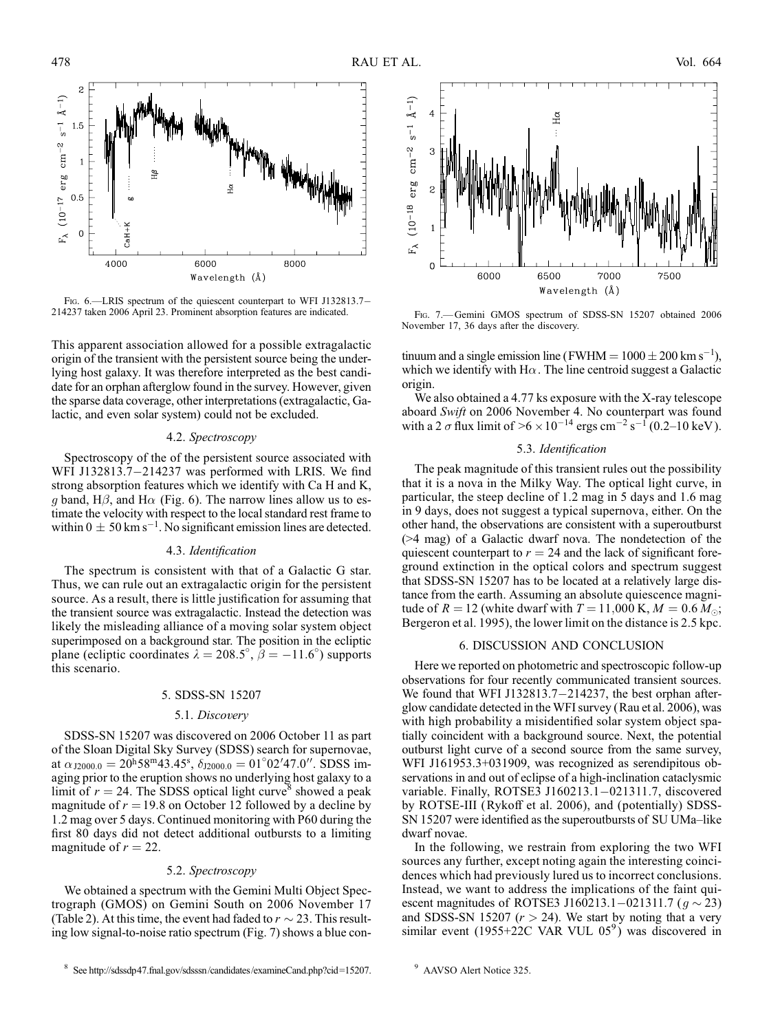FIG. 6.—LRIS spectrum of the quiescent counterpart to WFI J132813.7−214237 taken 2006 April 23. Prominent absorption features are indicated.

FIG. 7.—Gemini GMOS spectrum of SDSS-SN 15207 obtained 2006 November 17, 36 days after the discovery.

This apparent association allowed for a possible extragalactic origin of the transient with the persistent source being the underlying host galaxy. It was therefore interpreted as the best candidate for an orphan afterglow found in the survey. However, given the sparse data coverage, other interpretations (extragalactic, Galactic, and even solar system) could not be excluded.

### 4.2. *Spectroscopy*

Spectroscopy of the of the persistent source associated with WFI J132813.7−214237 was performed with LRIS. We find strong absorption features which we identify with Ca H and K, $g$ band, H$\beta$, and H$\alpha$ (Fig. 6). The narrow lines allow us to estimate the velocity with respect to the local standard rest frame to within $0 \pm 50$ km s$^{-1}$. No significant emission lines are detected.

### 4.3. *Identification*

The spectrum is consistent with that of a Galactic G star. Thus, we can rule out an extragalactic origin for the persistent source. As a result, there is little justification for assuming that the transient source was extragalactic. Instead the detection was likely the misleading alliance of a moving solar system object superimposed on a background star. The position in the ecliptic plane (ecliptic coordinates $\lambda = 208.5°$, $\beta = -11.6°$) supports this scenario.

## 5. SDSS-SN 15207

### 5.1. *Discovery*

SDSS-SN 15207 was discovered on 2006 October 11 as part of the Sloan Digital Sky Survey (SDSS) search for supernovae, at $\alpha_{J2000.0} = 20^{h}58^{m}43.45^{s}$, $\delta_{J2000.0} = 01°02'47.0''$. SDSS imaging prior to the eruption shows no underlying host galaxy to a limit of $r = 24$. The SDSS optical light curve[8] showed a peak magnitude of $r = 19.8$ on October 12 followed by a decline by 1.2 mag over 5 days. Continued monitoring with P60 during the first 80 days did not detect additional outbursts to a limiting magnitude of $r = 22$.

### 5.2. *Spectroscopy*

We obtained a spectrum with the Gemini Multi Object Spectrograph (GMOS) on Gemini South on 2006 November 17 (Table 2). At this time, the event had faded to $r \sim 23$. This resulting low signal-to-noise ratio spectrum (Fig. 7) shows a blue continuum and a single emission line (FWHM $= 1000 \pm 200$ km s$^{-1}$), which we identify with H$\alpha$. The line centroid suggest a Galactic origin.

We also obtained a 4.77 ks exposure with the X-ray telescope aboard *Swift* on 2006 November 4. No counterpart was found with a 2 $\sigma$ flux limit of $>6 \times 10^{-14}$ ergs cm$^{-2}$ s$^{-1}$ (0.2–10 keV).

### 5.3. *Identification*

The peak magnitude of this transient rules out the possibility that it is a nova in the Milky Way. The optical light curve, in particular, the steep decline of 1.2 mag in 5 days and 1.6 mag in 9 days, does not suggest a typical supernova, either. On the other hand, the observations are consistent with a superoutburst (>4 mag) of a Galactic dwarf nova. The nondetection of the quiescent counterpart to $r = 24$ and the lack of significant foreground extinction in the optical colors and spectrum suggest that SDSS-SN 15207 has to be located at a relatively large distance from the earth. Assuming an absolute quiescence magnitude of $R = 12$ (white dwarf with $T = 11{,}000$ K, $M = 0.6\,M_{\odot}$; Bergeron et al. 1995), the lower limit on the distance is 2.5 kpc.

## 6. DISCUSSION AND CONCLUSION

Here we reported on photometric and spectroscopic follow-up observations for four recently communicated transient sources. We found that WFI J132813.7−214237, the best orphan afterglow candidate detected in the WFI survey (Rau et al. 2006), was with high probability a misidentified solar system object spatially coincident with a background source. Next, the potential outburst light curve of a second source from the same survey, WFI J161953.3+031909, was recognized as serendipitous observations in and out of eclipse of a high-inclination cataclysmic variable. Finally, ROTSE3 J160213.1−021311.7, discovered by ROTSE-III (Rykoff et al. 2006), and (potentially) SDSS-SN 15207 were identified as the superoutbursts of SU UMa–like dwarf novae.

In the following, we restrain from exploring the two WFI sources any further, except noting again the interesting coincidences which had previously lured us to incorrect conclusions. Instead, we want to address the implications of the faint quiescent magnitudes of ROTSE3 J160213.1−021311.7 ($g \sim 23$) and SDSS-SN 15207 ($r > 24$). We start by noting that a very similar event (1955+22C VAR VUL 05[9]) was discovered in

[8] See http://sdssdp47.fnal.gov/sdsssn/candidates/examineCand.php?cid=15207.

[9] AAVSO Alert Notice 325.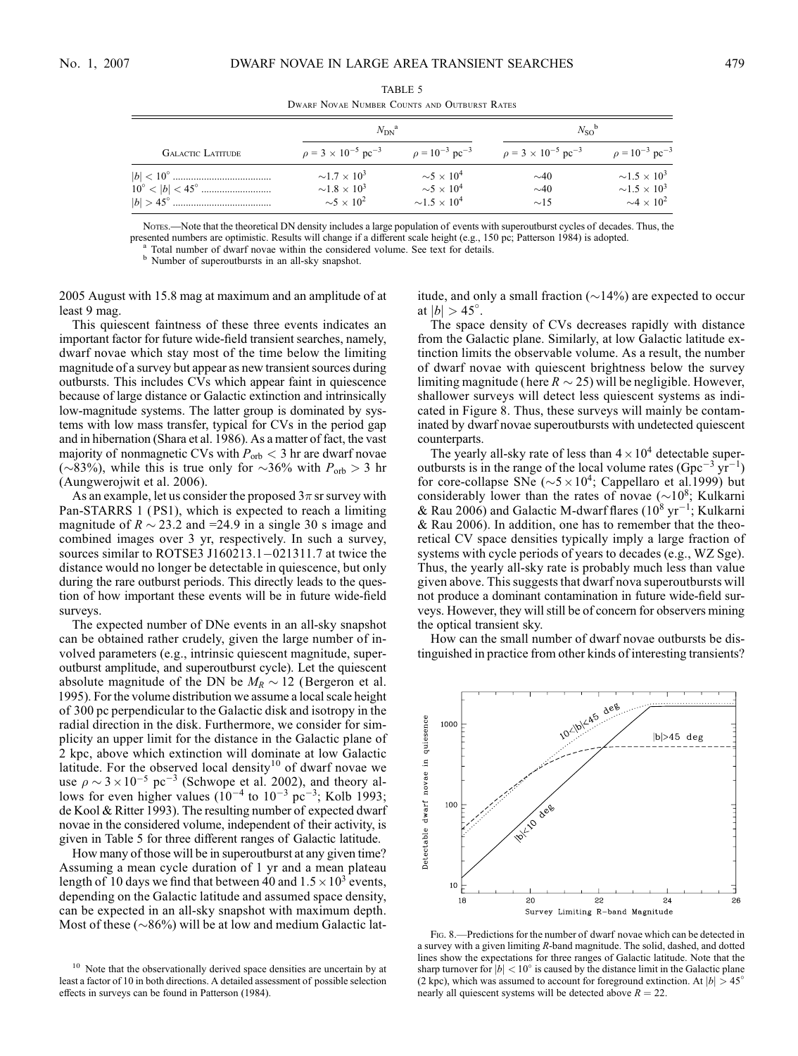TABLE 5

Dwarf Novae Number Counts and Outburst Rates

| Galactic Latitude | $N_{DN}$[a] | | $N_{SO}$[b] | |
|---|---|---|---|---|
| | $\rho = 3 \times 10^{-5}$ pc$^{-3}$ | $\rho = 10^{-3}$ pc$^{-3}$ | $\rho = 3 \times 10^{-5}$ pc$^{-3}$ | $\rho = 10^{-3}$ pc$^{-3}$ |
| $\|b\| < 10°$ | $\sim 1.7 \times 10^3$ | $\sim 5 \times 10^4$ | $\sim 40$ | $\sim 1.5 \times 10^3$ |
| $10° < \|b\| < 45°$ | $\sim 1.8 \times 10^3$ | $\sim 5 \times 10^4$ | $\sim 40$ | $\sim 1.5 \times 10^3$ |
| $\|b\| > 45°$ | $\sim 5 \times 10^2$ | $\sim 1.5 \times 10^4$ | $\sim 15$ | $\sim 4 \times 10^2$ |

Notes.—Note that the theoretical DN density includes a large population of events with superoutburst cycles of decades. Thus, the presented numbers are optimistic. Results will change if a different scale height (e.g., 150 pc; Patterson 1984) is adopted.

[a] Total number of dwarf novae within the considered volume. See text for details.

[b] Number of superoutbursts in an all-sky snapshot.

2005 August with 15.8 mag at maximum and an amplitude of at least 9 mag.

This quiescent faintness of these three events indicates an important factor for future wide-field transient searches, namely, dwarf novae which stay most of the time below the limiting magnitude of a survey but appear as new transient sources during outbursts. This includes CVs which appear faint in quiescence because of large distance or Galactic extinction and intrinsically low-magnitude systems. The latter group is dominated by systems with low mass transfer, typical for CVs in the period gap and in hibernation (Shara et al. 1986). As a matter of fact, the vast majority of nonmagnetic CVs with $P_{orb} < 3$ hr are dwarf novae (∼83%), while this is true only for ∼36% with $P_{orb} > 3$ hr (Aungwerojwit et al. 2006).

As an example, let us consider the proposed $3\pi$ sr survey with Pan-STARRS 1 (PS1), which is expected to reach a limiting magnitude of $R \sim 23.2$ and $=24.9$ in a single 30 s image and combined images over 3 yr, respectively. In such a survey, sources similar to ROTSE3 J160213.1−021311.7 at twice the distance would no longer be detectable in quiescence, but only during the rare outburst periods. This directly leads to the question of how important these events will be in future wide-field surveys.

The expected number of DNe events in an all-sky snapshot can be obtained rather crudely, given the large number of involved parameters (e.g., intrinsic quiescent magnitude, superoutburst amplitude, and superoutburst cycle). Let the quiescent absolute magnitude of the DN be $M_R \sim 12$ (Bergeron et al. 1995). For the volume distribution we assume a local scale height of 300 pc perpendicular to the Galactic disk and isotropy in the radial direction in the disk. Furthermore, we consider for simplicity an upper limit for the distance in the Galactic plane of 2 kpc, above which extinction will dominate at low Galactic latitude. For the observed local density[10] of dwarf novae we use $\rho \sim 3 \times 10^{-5}$ pc$^{-3}$ (Schwope et al. 2002), and theory allows for even higher values ($10^{-4}$ to $10^{-3}$ pc$^{-3}$; Kolb 1993; de Kool & Ritter 1993). The resulting number of expected dwarf novae in the considered volume, independent of their activity, is given in Table 5 for three different ranges of Galactic latitude.

How many of those will be in superoutburst at any given time? Assuming a mean cycle duration of 1 yr and a mean plateau length of 10 days we find that between 40 and $1.5 \times 10^3$ events, depending on the Galactic latitude and assumed space density, can be expected in an all-sky snapshot with maximum depth. Most of these (∼86%) will be at low and medium Galactic latitude, and only a small fraction (∼14%) are expected to occur at $|b| > 45°$.

The space density of CVs decreases rapidly with distance from the Galactic plane. Similarly, at low Galactic latitude extinction limits the observable volume. As a result, the number of dwarf novae with quiescent brightness below the survey limiting magnitude (here $R \sim 25$) will be negligible. However, shallower surveys will detect less quiescent systems as indicated in Figure 8. Thus, these surveys will mainly be contaminated by dwarf novae superoutbursts with undetected quiescent counterparts.

The yearly all-sky rate of less than $4 \times 10^4$ detectable superoutbursts is in the range of the local volume rates (Gpc$^{-3}$ yr$^{-1}$) for core-collapse SNe ($\sim 5 \times 10^4$; Cappellaro et al.1999) but considerably lower than the rates of novae ($\sim 10^8$; Kulkarni & Rau 2006) and Galactic M-dwarf flares ($10^8$ yr$^{-1}$; Kulkarni & Rau 2006). In addition, one has to remember that the theoretical CV space densities typically imply a large fraction of systems with cycle periods of years to decades (e.g., WZ Sge). Thus, the yearly all-sky rate is probably much less than value given above. This suggests that dwarf nova superoutbursts will not produce a dominant contamination in future wide-field surveys. However, they will still be of concern for observers mining the optical transient sky.

How can the small number of dwarf novae outbursts be distinguished in practice from other kinds of interesting transients?

Fig. 8.—Predictions for the number of dwarf novae which can be detected in a survey with a given limiting $R$-band magnitude. The solid, dashed, and dotted lines show the expectations for three ranges of Galactic latitude. Note that the sharp turnover for $|b| < 10°$ is caused by the distance limit in the Galactic plane (2 kpc), which was assumed to account for foreground extinction. At $|b| > 45°$ nearly all quiescent systems will be detected above $R = 22$.

[10] Note that the observationally derived space densities are uncertain by at least a factor of 10 in both directions. A detailed assessment of possible selection effects in surveys can be found in Patterson (1984).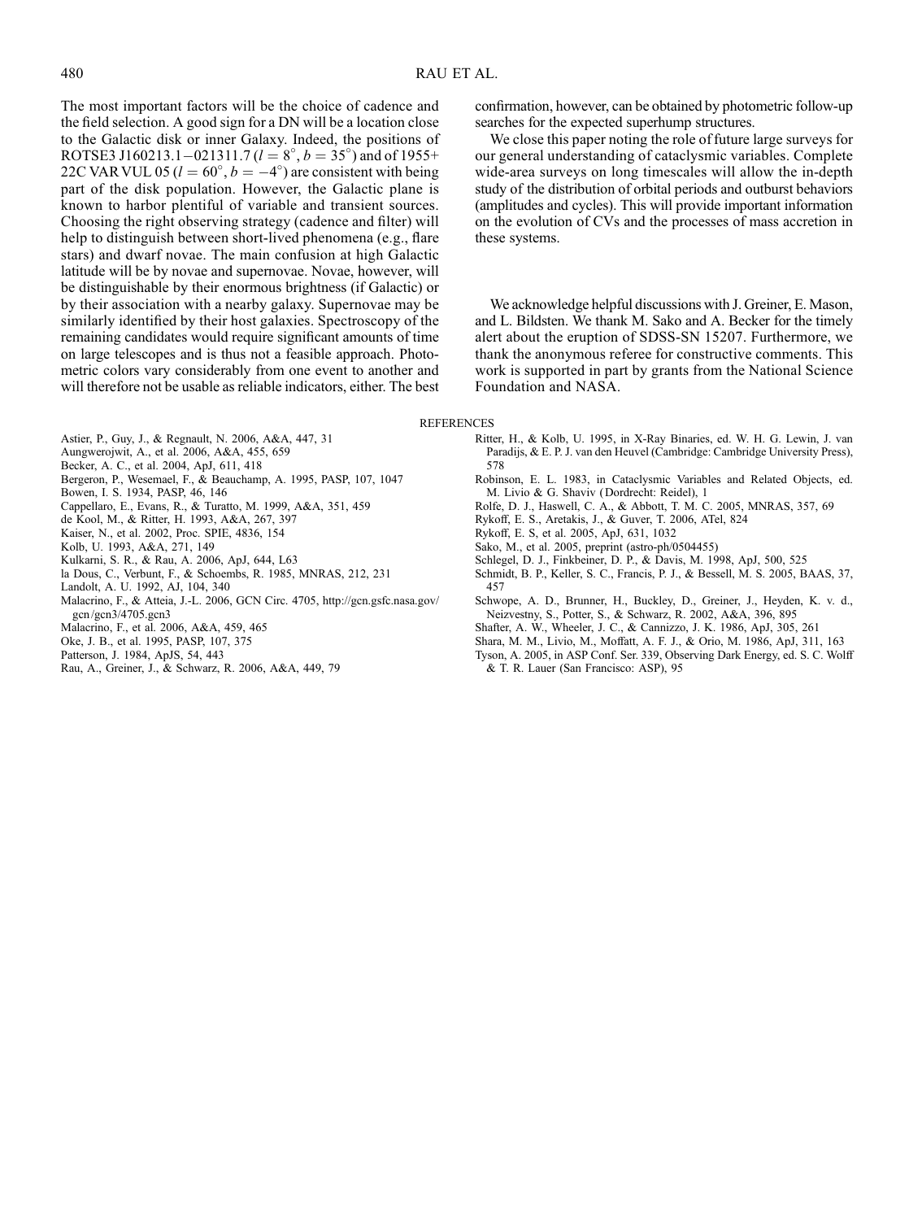The most important factors will be the choice of cadence and the field selection. A good sign for a DN will be a location close to the Galactic disk or inner Galaxy. Indeed, the positions of ROTSE3 J160213.1−021311.7 ($l = 8^{\circ}$, $b = 35^{\circ}$) and of 1955+22C VAR VUL 05 ($l = 60^{\circ}$, $b = -4^{\circ}$) are consistent with being part of the disk population. However, the Galactic plane is known to harbor plentiful of variable and transient sources. Choosing the right observing strategy (cadence and filter) will help to distinguish between short-lived phenomena (e.g., flare stars) and dwarf novae. The main confusion at high Galactic latitude will be by novae and supernovae. Novae, however, will be distinguishable by their enormous brightness (if Galactic) or by their association with a nearby galaxy. Supernovae may be similarly identified by their host galaxies. Spectroscopy of the remaining candidates would require significant amounts of time on large telescopes and is thus not a feasible approach. Photometric colors vary considerably from one event to another and will therefore not be usable as reliable indicators, either. The best confirmation, however, can be obtained by photometric follow-up searches for the expected superhump structures.

We close this paper noting the role of future large surveys for our general understanding of cataclysmic variables. Complete wide-area surveys on long timescales will allow the in-depth study of the distribution of orbital periods and outburst behaviors (amplitudes and cycles). This will provide important information on the evolution of CVs and the processes of mass accretion in these systems.

We acknowledge helpful discussions with J. Greiner, E. Mason, and L. Bildsten. We thank M. Sako and A. Becker for the timely alert about the eruption of SDSS-SN 15207. Furthermore, we thank the anonymous referee for constructive comments. This work is supported in part by grants from the National Science Foundation and NASA.

## REFERENCES

Astier, P., Guy, J., & Regnault, N. 2006, A&A, 447, 31
Aungwerojwit, A., et al. 2006, A&A, 455, 659
Becker, A. C., et al. 2004, ApJ, 611, 418
Bergeron, P., Wesemael, F., & Beauchamp, A. 1995, PASP, 107, 1047
Bowen, I. S. 1934, PASP, 46, 146
Cappellaro, E., Evans, R., & Turatto, M. 1999, A&A, 351, 459
de Kool, M., & Ritter, H. 1993, A&A, 267, 397
Kaiser, N., et al. 2002, Proc. SPIE, 4836, 154
Kolb, U. 1993, A&A, 271, 149
Kulkarni, S. R., & Rau, A. 2006, ApJ, 644, L63
la Dous, C., Verbunt, F., & Schoembs, R. 1985, MNRAS, 212, 231
Landolt, A. U. 1992, AJ, 104, 340
Malacrino, F., & Atteia, J.-L. 2006, GCN Circ. 4705, http://gcn.gsfc.nasa.gov/gcn/gcn3/4705.gcn3
Malacrino, F., et al. 2006, A&A, 459, 465
Oke, J. B., et al. 1995, PASP, 107, 375
Patterson, J. 1984, ApJS, 54, 443
Rau, A., Greiner, J., & Schwarz, R. 2006, A&A, 449, 79
Ritter, H., & Kolb, U. 1995, in X-Ray Binaries, ed. W. H. G. Lewin, J. van Paradijs, & E. P. J. van den Heuvel (Cambridge: Cambridge University Press), 578
Robinson, E. L. 1983, in Cataclysmic Variables and Related Objects, ed. M. Livio & G. Shaviv (Dordrecht: Reidel), 1
Rolfe, D. J., Haswell, C. A., & Abbott, T. M. C. 2005, MNRAS, 357, 69
Rykoff, E. S., Aretakis, J., & Guver, T. 2006, ATel, 824
Rykoff, E. S, et al. 2005, ApJ, 631, 1032
Sako, M., et al. 2005, preprint (astro-ph/0504455)
Schlegel, D. J., Finkbeiner, D. P., & Davis, M. 1998, ApJ, 500, 525
Schmidt, B. P., Keller, S. C., Francis, P. J., & Bessell, M. S. 2005, BAAS, 37, 457
Schwope, A. D., Brunner, H., Buckley, D., Greiner, J., Heyden, K. v. d., Neizvestny, S., Potter, S., & Schwarz, R. 2002, A&A, 396, 895
Shafter, A. W., Wheeler, J. C., & Cannizzo, J. K. 1986, ApJ, 305, 261
Shara, M. M., Livio, M., Moffatt, A. F. J., & Orio, M. 1986, ApJ, 311, 163
Tyson, A. 2005, in ASP Conf. Ser. 339, Observing Dark Energy, ed. S. C. Wolff & T. R. Lauer (San Francisco: ASP), 95